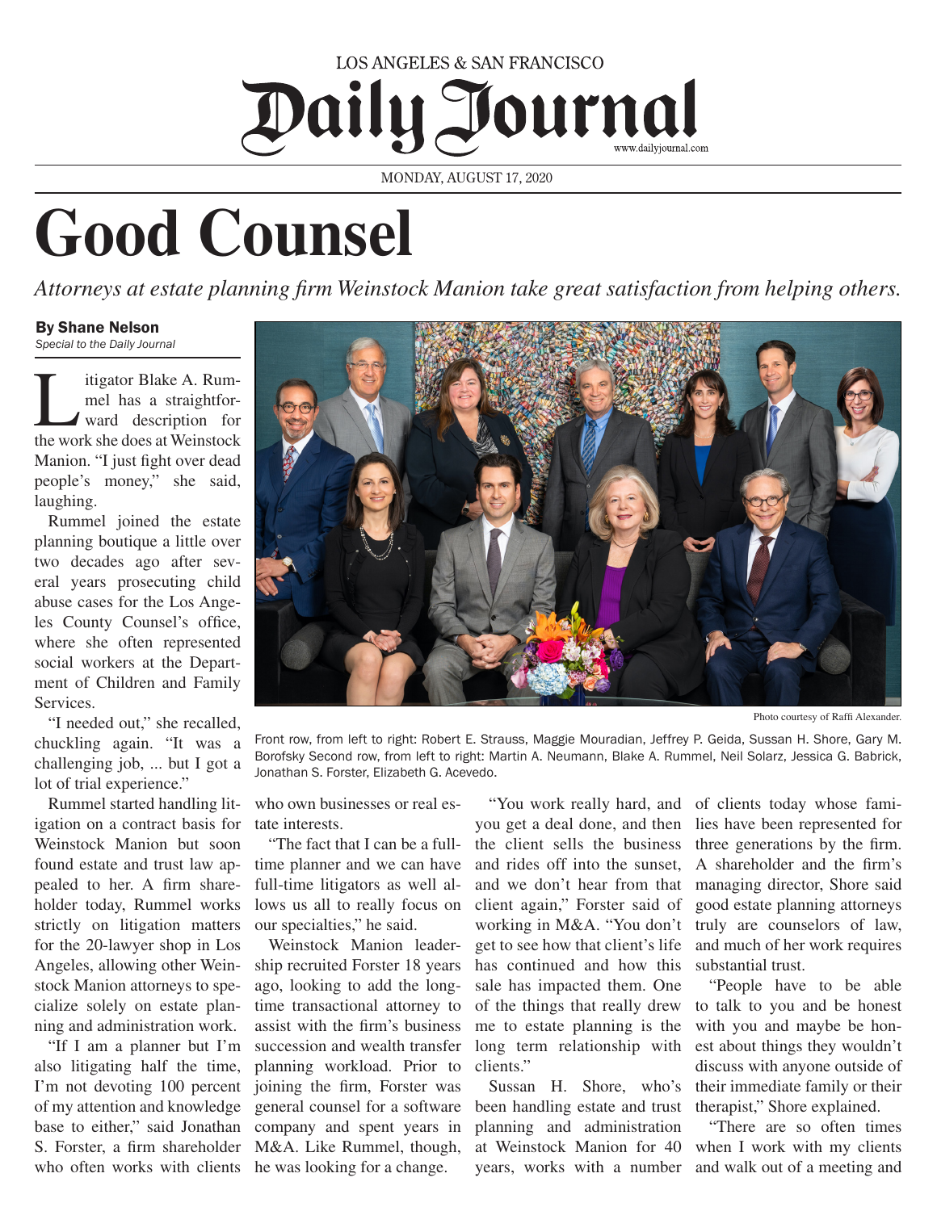LOS ANGELES & SAN FRANCISCO

# Daily Journal

www.dailyjournal.com

MONDAY, AUGUST 17, 2020

# Good Counsel

*Attorneys at estate planning firm Weinstock Manion take great satisfaction from helping others.*

**By Shane Nelson**
*Special to the Daily Journal*

Photo courtesy of Raffi Alexander.

Front row, from left to right: Robert E. Strauss, Maggie Mouradian, Jeffrey P. Geida, Sussan H. Shore, Gary M. Borofsky Second row, from left to right: Martin A. Neumann, Blake A. Rummel, Neil Solarz, Jessica G. Babrick, Jonathan S. Forster, Elizabeth G. Acevedo.

Litigator Blake A. Rummel has a straightforward description for the work she does at Weinstock Manion. "I just fight over dead people's money," she said, laughing.

Rummel joined the estate planning boutique a little over two decades ago after several years prosecuting child abuse cases for the Los Angeles County Counsel's office, where she often represented social workers at the Department of Children and Family Services.

"I needed out," she recalled, chuckling again. "It was a challenging job, ... but I got a lot of trial experience."

Rummel started handling litigation on a contract basis for Weinstock Manion but soon found estate and trust law appealed to her. A firm shareholder today, Rummel works strictly on litigation matters for the 20-lawyer shop in Los Angeles, allowing other Weinstock Manion attorneys to specialize solely on estate planning and administration work.

"If I am a planner but I'm also litigating half the time, I'm not devoting 100 percent of my attention and knowledge base to either," said Jonathan S. Forster, a firm shareholder who often works with clients who own businesses or real estate interests.

"The fact that I can be a full-time planner and we can have full-time litigators as well allows us all to really focus on our specialties," he said.

Weinstock Manion leadership recruited Forster 18 years ago, looking to add the long-time transactional attorney to assist with the firm's business succession and wealth transfer planning workload. Prior to joining the firm, Forster was general counsel for a software company and spent years in M&A. Like Rummel, though, he was looking for a change.

"You work really hard, and you get a deal done, and then the client sells the business and rides off into the sunset, and we don't hear from that client again," Forster said of working in M&A. "You don't get to see how that client's life has continued and how this sale has impacted them. One of the things that really drew me to estate planning is the long term relationship with clients."

Sussan H. Shore, who's been handling estate and trust planning and administration at Weinstock Manion for 40 years, works with a number of clients today whose families have been represented for three generations by the firm. A shareholder and the firm's managing director, Shore said good estate planning attorneys truly are counselors of law, and much of her work requires substantial trust.

"People have to be able to talk to you and be honest with you and maybe be honest about things they wouldn't discuss with anyone outside of their immediate family or their therapist," Shore explained.

"There are so often times when I work with my clients and walk out of a meeting and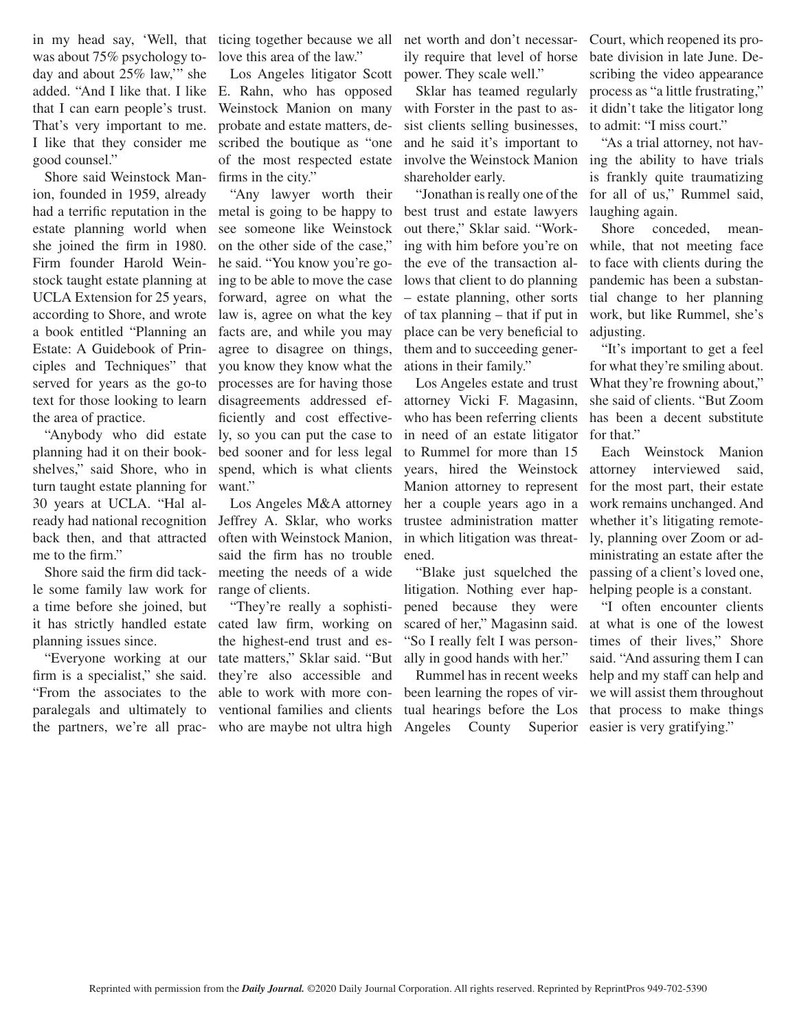in my head say, 'Well, that was about 75% psychology today and about 25% law,'" she added. "And I like that. I like that I can earn people's trust. That's very important to me. I like that they consider me good counsel."

Shore said Weinstock Manion, founded in 1959, already had a terrific reputation in the estate planning world when she joined the firm in 1980. Firm founder Harold Weinstock taught estate planning at UCLA Extension for 25 years, according to Shore, and wrote a book entitled "Planning an Estate: A Guidebook of Principles and Techniques" that served for years as the go-to text for those looking to learn the area of practice.

"Anybody who did estate planning had it on their bookshelves," said Shore, who in turn taught estate planning for 30 years at UCLA. "Hal already had national recognition back then, and that attracted me to the firm."

Shore said the firm did tackle some family law work for a time before she joined, but it has strictly handled estate planning issues since.

"Everyone working at our firm is a specialist," she said. "From the associates to the paralegals and ultimately to the partners, we're all practicing together because we all love this area of the law."

Los Angeles litigator Scott E. Rahn, who has opposed Weinstock Manion on many probate and estate matters, described the boutique as "one of the most respected estate firms in the city."

"Any lawyer worth their metal is going to be happy to see someone like Weinstock on the other side of the case," he said. "You know you're going to be able to move the case forward, agree on what the law is, agree on what the key facts are, and while you may agree to disagree on things, you know they know what the processes are for having those disagreements addressed efficiently and cost effectively, so you can put the case to bed sooner and for less legal spend, which is what clients want."

Los Angeles M&A attorney Jeffrey A. Sklar, who works often with Weinstock Manion, said the firm has no trouble meeting the needs of a wide range of clients.

"They're really a sophisticated law firm, working on the highest-end trust and estate matters," Sklar said. "But they're also accessible and able to work with more conventional families and clients who are maybe not ultra high net worth and don't necessarily require that level of horse power. They scale well."

Sklar has teamed regularly with Forster in the past to assist clients selling businesses, and he said it's important to involve the Weinstock Manion shareholder early.

"Jonathan is really one of the best trust and estate lawyers out there," Sklar said. "Working with him before you're on the eve of the transaction allows that client to do planning – estate planning, other sorts of tax planning – that if put in place can be very beneficial to them and to succeeding generations in their family."

Los Angeles estate and trust attorney Vicki F. Magasinn, who has been referring clients in need of an estate litigator to Rummel for more than 15 years, hired the Weinstock Manion attorney to represent her a couple years ago in a trustee administration matter in which litigation was threatened.

"Blake just squelched the litigation. Nothing ever happened because they were scared of her," Magasinn said. "So I really felt I was personally in good hands with her."

Rummel has in recent weeks been learning the ropes of virtual hearings before the Los Angeles County Superior Court, which reopened its probate division in late June. Describing the video appearance process as "a little frustrating," it didn't take the litigator long to admit: "I miss court."

"As a trial attorney, not having the ability to have trials is frankly quite traumatizing for all of us," Rummel said, laughing again.

Shore conceded, meanwhile, that not meeting face to face with clients during the pandemic has been a substantial change to her planning work, but like Rummel, she's adjusting.

"It's important to get a feel for what they're smiling about. What they're frowning about," she said of clients. "But Zoom has been a decent substitute for that."

Each Weinstock Manion attorney interviewed said, for the most part, their estate work remains unchanged. And whether it's litigating remotely, planning over Zoom or administrating an estate after the passing of a client's loved one, helping people is a constant.

"I often encounter clients at what is one of the lowest times of their lives," Shore said. "And assuring them I can help and my staff can help and we will assist them throughout that process to make things easier is very gratifying."

Reprinted with permission from the ***Daily Journal.*** ©2020 Daily Journal Corporation. All rights reserved. Reprinted by ReprintPros 949-702-5390